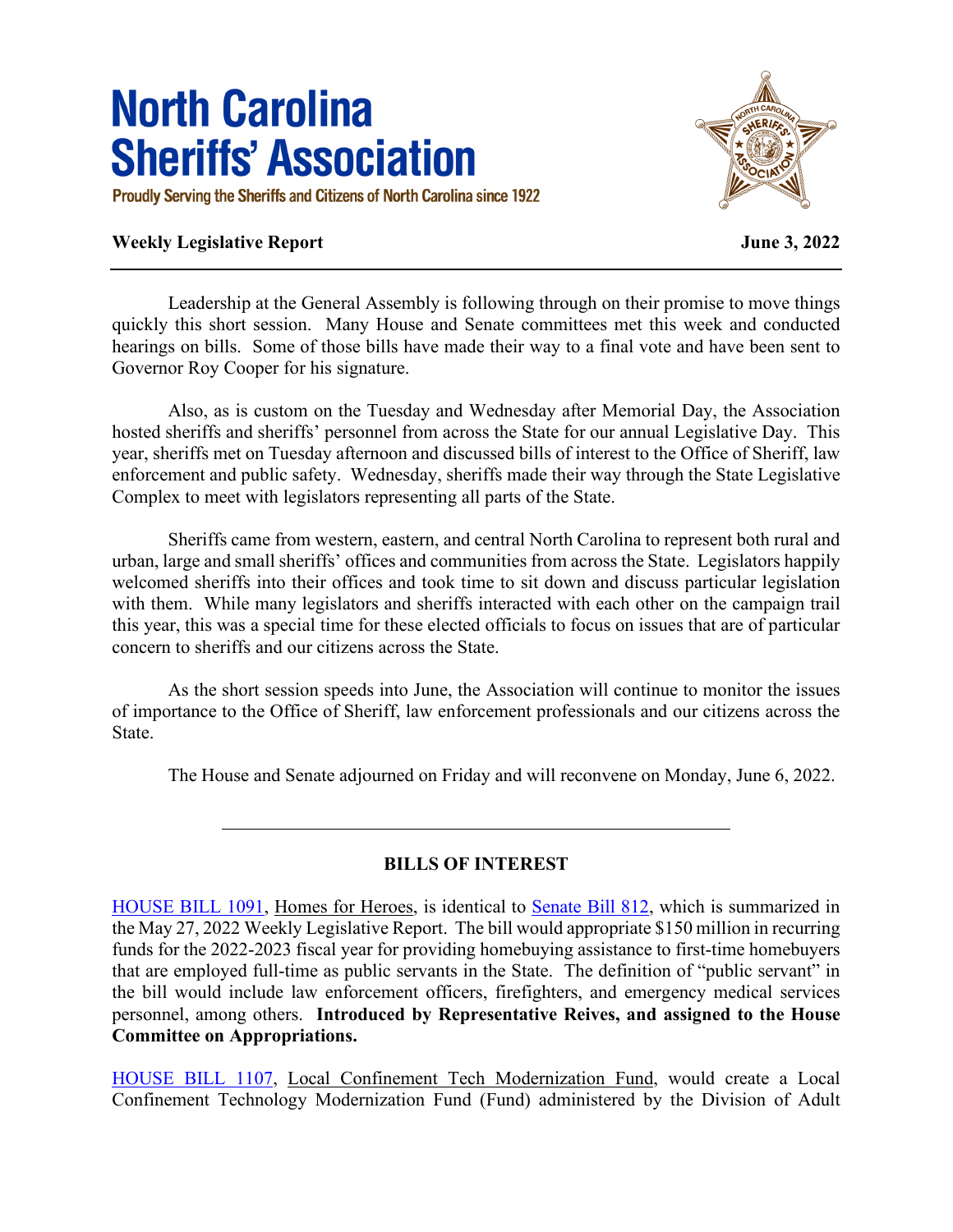# North Carolina Sheriffs' Association

Proudly Serving the Sheriffs and Citizens of North Carolina since 1922

**Weekly Legislative Report** **June 3, 2022**

---

Leadership at the General Assembly is following through on their promise to move things quickly this short session. Many House and Senate committees met this week and conducted hearings on bills. Some of those bills have made their way to a final vote and have been sent to Governor Roy Cooper for his signature.

Also, as is custom on the Tuesday and Wednesday after Memorial Day, the Association hosted sheriffs and sheriffs' personnel from across the State for our annual Legislative Day. This year, sheriffs met on Tuesday afternoon and discussed bills of interest to the Office of Sheriff, law enforcement and public safety. Wednesday, sheriffs made their way through the State Legislative Complex to meet with legislators representing all parts of the State.

Sheriffs came from western, eastern, and central North Carolina to represent both rural and urban, large and small sheriffs' offices and communities from across the State. Legislators happily welcomed sheriffs into their offices and took time to sit down and discuss particular legislation with them. While many legislators and sheriffs interacted with each other on the campaign trail this year, this was a special time for these elected officials to focus on issues that are of particular concern to sheriffs and our citizens across the State.

As the short session speeds into June, the Association will continue to monitor the issues of importance to the Office of Sheriff, law enforcement professionals and our citizens across the State.

The House and Senate adjourned on Friday and will reconvene on Monday, June 6, 2022.

---

## BILLS OF INTEREST

HOUSE BILL 1091, Homes for Heroes, is identical to Senate Bill 812, which is summarized in the May 27, 2022 Weekly Legislative Report. The bill would appropriate $150 million in recurring funds for the 2022-2023 fiscal year for providing homebuying assistance to first-time homebuyers that are employed full-time as public servants in the State. The definition of "public servant" in the bill would include law enforcement officers, firefighters, and emergency medical services personnel, among others. **Introduced by Representative Reives, and assigned to the House Committee on Appropriations.**

HOUSE BILL 1107, Local Confinement Tech Modernization Fund, would create a Local Confinement Technology Modernization Fund (Fund) administered by the Division of Adult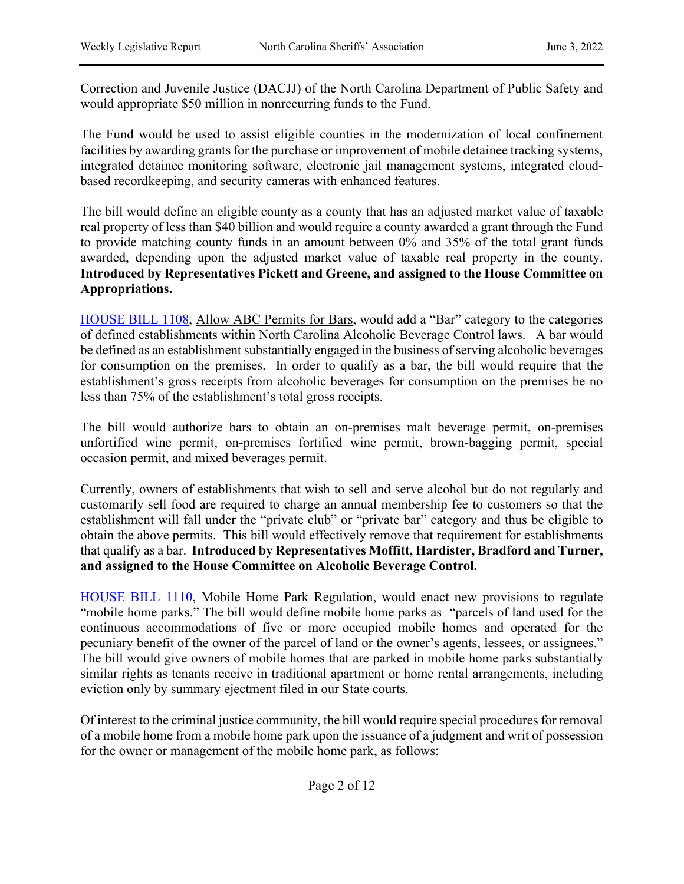Correction and Juvenile Justice (DACJJ) of the North Carolina Department of Public Safety and would appropriate $50 million in nonrecurring funds to the Fund.

The Fund would be used to assist eligible counties in the modernization of local confinement facilities by awarding grants for the purchase or improvement of mobile detainee tracking systems, integrated detainee monitoring software, electronic jail management systems, integrated cloud-based recordkeeping, and security cameras with enhanced features.

The bill would define an eligible county as a county that has an adjusted market value of taxable real property of less than $40 billion and would require a county awarded a grant through the Fund to provide matching county funds in an amount between 0% and 35% of the total grant funds awarded, depending upon the adjusted market value of taxable real property in the county. **Introduced by Representatives Pickett and Greene, and assigned to the House Committee on Appropriations.**

HOUSE BILL 1108, Allow ABC Permits for Bars, would add a "Bar" category to the categories of defined establishments within North Carolina Alcoholic Beverage Control laws. A bar would be defined as an establishment substantially engaged in the business of serving alcoholic beverages for consumption on the premises. In order to qualify as a bar, the bill would require that the establishment's gross receipts from alcoholic beverages for consumption on the premises be no less than 75% of the establishment's total gross receipts.

The bill would authorize bars to obtain an on-premises malt beverage permit, on-premises unfortified wine permit, on-premises fortified wine permit, brown-bagging permit, special occasion permit, and mixed beverages permit.

Currently, owners of establishments that wish to sell and serve alcohol but do not regularly and customarily sell food are required to charge an annual membership fee to customers so that the establishment will fall under the "private club" or "private bar" category and thus be eligible to obtain the above permits. This bill would effectively remove that requirement for establishments that qualify as a bar. **Introduced by Representatives Moffitt, Hardister, Bradford and Turner, and assigned to the House Committee on Alcoholic Beverage Control.**

HOUSE BILL 1110, Mobile Home Park Regulation, would enact new provisions to regulate "mobile home parks." The bill would define mobile home parks as "parcels of land used for the continuous accommodations of five or more occupied mobile homes and operated for the pecuniary benefit of the owner of the parcel of land or the owner's agents, lessees, or assignees." The bill would give owners of mobile homes that are parked in mobile home parks substantially similar rights as tenants receive in traditional apartment or home rental arrangements, including eviction only by summary ejectment filed in our State courts.

Of interest to the criminal justice community, the bill would require special procedures for removal of a mobile home from a mobile home park upon the issuance of a judgment and writ of possession for the owner or management of the mobile home park, as follows: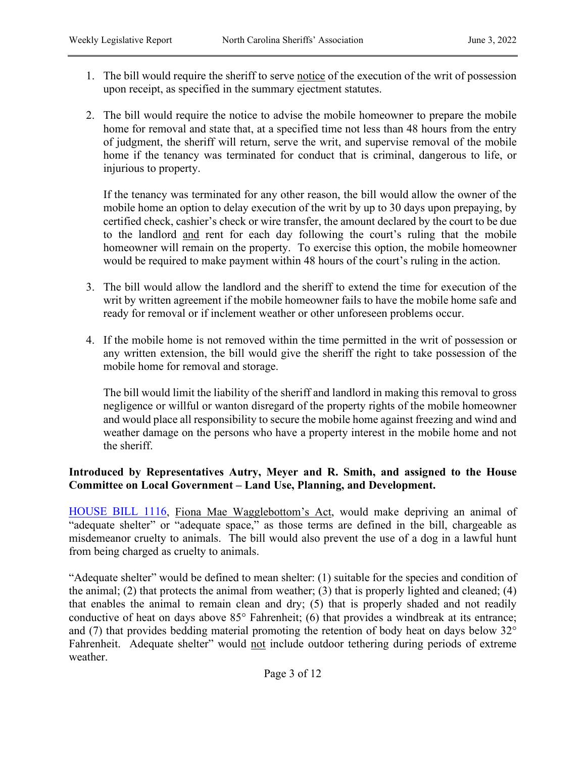1. The bill would require the sheriff to serve <u>notice</u> of the execution of the writ of possession upon receipt, as specified in the summary ejectment statutes.

2. The bill would require the notice to advise the mobile homeowner to prepare the mobile home for removal and state that, at a specified time not less than 48 hours from the entry of judgment, the sheriff will return, serve the writ, and supervise removal of the mobile home if the tenancy was terminated for conduct that is criminal, dangerous to life, or injurious to property.

   If the tenancy was terminated for any other reason, the bill would allow the owner of the mobile home an option to delay execution of the writ by up to 30 days upon prepaying, by certified check, cashier's check or wire transfer, the amount declared by the court to be due to the landlord <u>and</u> rent for each day following the court's ruling that the mobile homeowner will remain on the property. To exercise this option, the mobile homeowner would be required to make payment within 48 hours of the court's ruling in the action.

3. The bill would allow the landlord and the sheriff to extend the time for execution of the writ by written agreement if the mobile homeowner fails to have the mobile home safe and ready for removal or if inclement weather or other unforeseen problems occur.

4. If the mobile home is not removed within the time permitted in the writ of possession or any written extension, the bill would give the sheriff the right to take possession of the mobile home for removal and storage.

   The bill would limit the liability of the sheriff and landlord in making this removal to gross negligence or willful or wanton disregard of the property rights of the mobile homeowner and would place all responsibility to secure the mobile home against freezing and wind and weather damage on the persons who have a property interest in the mobile home and not the sheriff.

**Introduced by Representatives Autry, Meyer and R. Smith, and assigned to the House Committee on Local Government – Land Use, Planning, and Development.**

HOUSE BILL 1116, <u>Fiona Mae Wagglebottom's Act</u>, would make depriving an animal of "adequate shelter" or "adequate space," as those terms are defined in the bill, chargeable as misdemeanor cruelty to animals. The bill would also prevent the use of a dog in a lawful hunt from being charged as cruelty to animals.

"Adequate shelter" would be defined to mean shelter: (1) suitable for the species and condition of the animal; (2) that protects the animal from weather; (3) that is properly lighted and cleaned; (4) that enables the animal to remain clean and dry; (5) that is properly shaded and not readily conductive of heat on days above 85° Fahrenheit; (6) that provides a windbreak at its entrance; and (7) that provides bedding material promoting the retention of body heat on days below 32° Fahrenheit. Adequate shelter" would <u>not</u> include outdoor tethering during periods of extreme weather.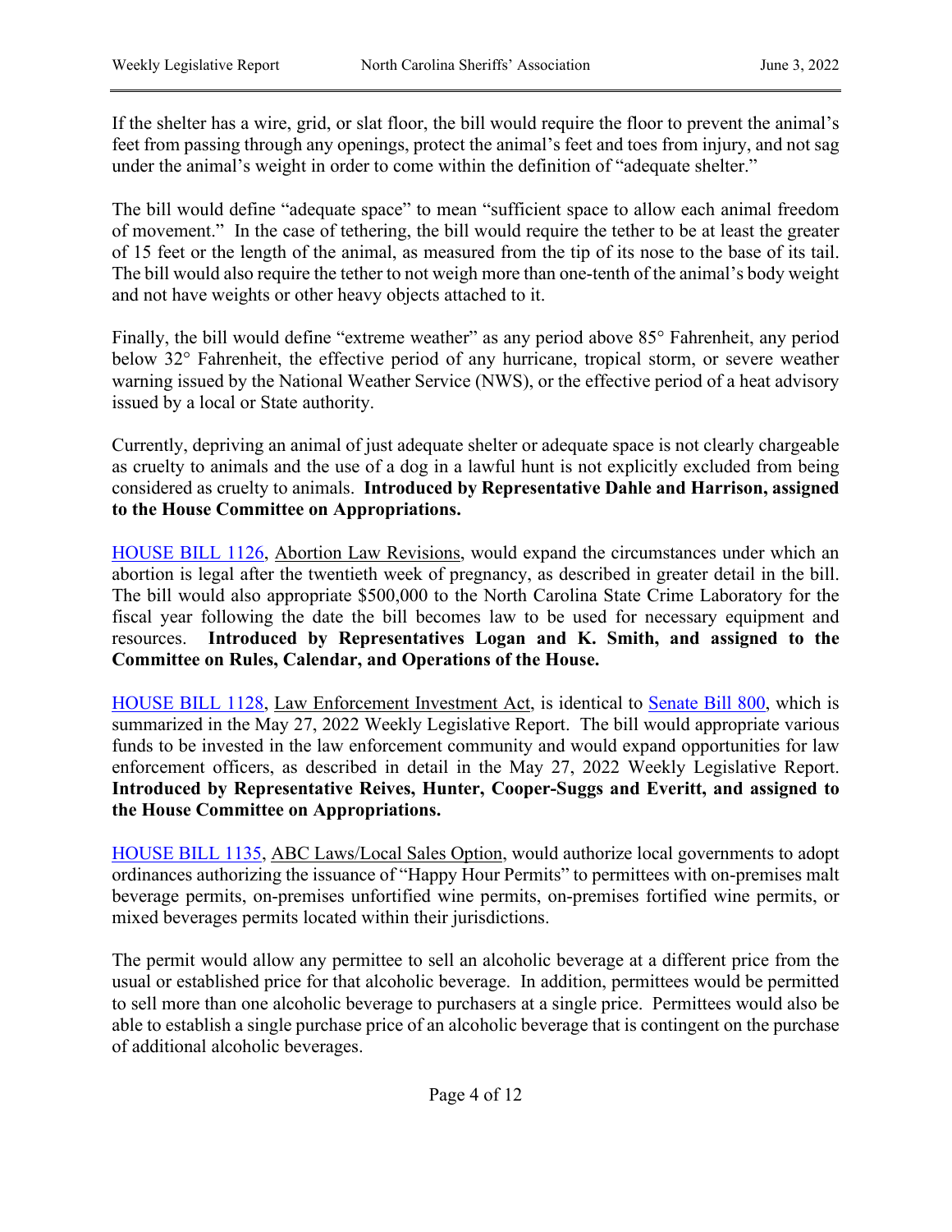If the shelter has a wire, grid, or slat floor, the bill would require the floor to prevent the animal's feet from passing through any openings, protect the animal's feet and toes from injury, and not sag under the animal's weight in order to come within the definition of "adequate shelter."

The bill would define "adequate space" to mean "sufficient space to allow each animal freedom of movement." In the case of tethering, the bill would require the tether to be at least the greater of 15 feet or the length of the animal, as measured from the tip of its nose to the base of its tail. The bill would also require the tether to not weigh more than one-tenth of the animal's body weight and not have weights or other heavy objects attached to it.

Finally, the bill would define "extreme weather" as any period above 85° Fahrenheit, any period below 32° Fahrenheit, the effective period of any hurricane, tropical storm, or severe weather warning issued by the National Weather Service (NWS), or the effective period of a heat advisory issued by a local or State authority.

Currently, depriving an animal of just adequate shelter or adequate space is not clearly chargeable as cruelty to animals and the use of a dog in a lawful hunt is not explicitly excluded from being considered as cruelty to animals. **Introduced by Representative Dahle and Harrison, assigned to the House Committee on Appropriations.**

HOUSE BILL 1126, Abortion Law Revisions, would expand the circumstances under which an abortion is legal after the twentieth week of pregnancy, as described in greater detail in the bill. The bill would also appropriate $500,000 to the North Carolina State Crime Laboratory for the fiscal year following the date the bill becomes law to be used for necessary equipment and resources. **Introduced by Representatives Logan and K. Smith, and assigned to the Committee on Rules, Calendar, and Operations of the House.**

HOUSE BILL 1128, Law Enforcement Investment Act, is identical to Senate Bill 800, which is summarized in the May 27, 2022 Weekly Legislative Report. The bill would appropriate various funds to be invested in the law enforcement community and would expand opportunities for law enforcement officers, as described in detail in the May 27, 2022 Weekly Legislative Report. **Introduced by Representative Reives, Hunter, Cooper-Suggs and Everitt, and assigned to the House Committee on Appropriations.**

HOUSE BILL 1135, ABC Laws/Local Sales Option, would authorize local governments to adopt ordinances authorizing the issuance of "Happy Hour Permits" to permittees with on-premises malt beverage permits, on-premises unfortified wine permits, on-premises fortified wine permits, or mixed beverages permits located within their jurisdictions.

The permit would allow any permittee to sell an alcoholic beverage at a different price from the usual or established price for that alcoholic beverage. In addition, permittees would be permitted to sell more than one alcoholic beverage to purchasers at a single price. Permittees would also be able to establish a single purchase price of an alcoholic beverage that is contingent on the purchase of additional alcoholic beverages.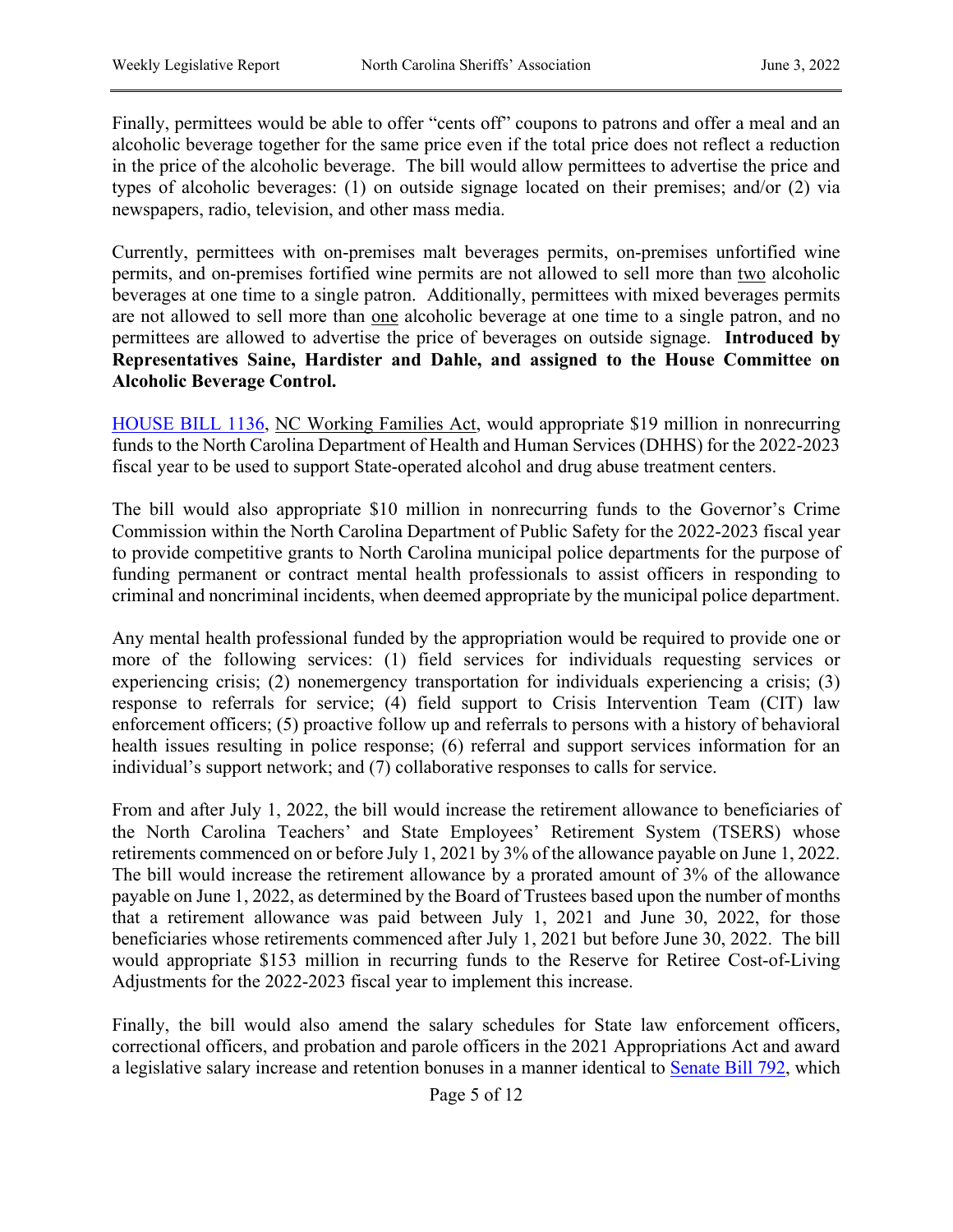Finally, permittees would be able to offer "cents off" coupons to patrons and offer a meal and an alcoholic beverage together for the same price even if the total price does not reflect a reduction in the price of the alcoholic beverage. The bill would allow permittees to advertise the price and types of alcoholic beverages: (1) on outside signage located on their premises; and/or (2) via newspapers, radio, television, and other mass media.

Currently, permittees with on-premises malt beverages permits, on-premises unfortified wine permits, and on-premises fortified wine permits are not allowed to sell more than two alcoholic beverages at one time to a single patron. Additionally, permittees with mixed beverages permits are not allowed to sell more than one alcoholic beverage at one time to a single patron, and no permittees are allowed to advertise the price of beverages on outside signage. **Introduced by Representatives Saine, Hardister and Dahle, and assigned to the House Committee on Alcoholic Beverage Control.**

HOUSE BILL 1136, NC Working Families Act, would appropriate $19 million in nonrecurring funds to the North Carolina Department of Health and Human Services (DHHS) for the 2022-2023 fiscal year to be used to support State-operated alcohol and drug abuse treatment centers.

The bill would also appropriate $10 million in nonrecurring funds to the Governor's Crime Commission within the North Carolina Department of Public Safety for the 2022-2023 fiscal year to provide competitive grants to North Carolina municipal police departments for the purpose of funding permanent or contract mental health professionals to assist officers in responding to criminal and noncriminal incidents, when deemed appropriate by the municipal police department.

Any mental health professional funded by the appropriation would be required to provide one or more of the following services: (1) field services for individuals requesting services or experiencing crisis; (2) nonemergency transportation for individuals experiencing a crisis; (3) response to referrals for service; (4) field support to Crisis Intervention Team (CIT) law enforcement officers; (5) proactive follow up and referrals to persons with a history of behavioral health issues resulting in police response; (6) referral and support services information for an individual's support network; and (7) collaborative responses to calls for service.

From and after July 1, 2022, the bill would increase the retirement allowance to beneficiaries of the North Carolina Teachers' and State Employees' Retirement System (TSERS) whose retirements commenced on or before July 1, 2021 by 3% of the allowance payable on June 1, 2022. The bill would increase the retirement allowance by a prorated amount of 3% of the allowance payable on June 1, 2022, as determined by the Board of Trustees based upon the number of months that a retirement allowance was paid between July 1, 2021 and June 30, 2022, for those beneficiaries whose retirements commenced after July 1, 2021 but before June 30, 2022. The bill would appropriate $153 million in recurring funds to the Reserve for Retiree Cost-of-Living Adjustments for the 2022-2023 fiscal year to implement this increase.

Finally, the bill would also amend the salary schedules for State law enforcement officers, correctional officers, and probation and parole officers in the 2021 Appropriations Act and award a legislative salary increase and retention bonuses in a manner identical to Senate Bill 792, which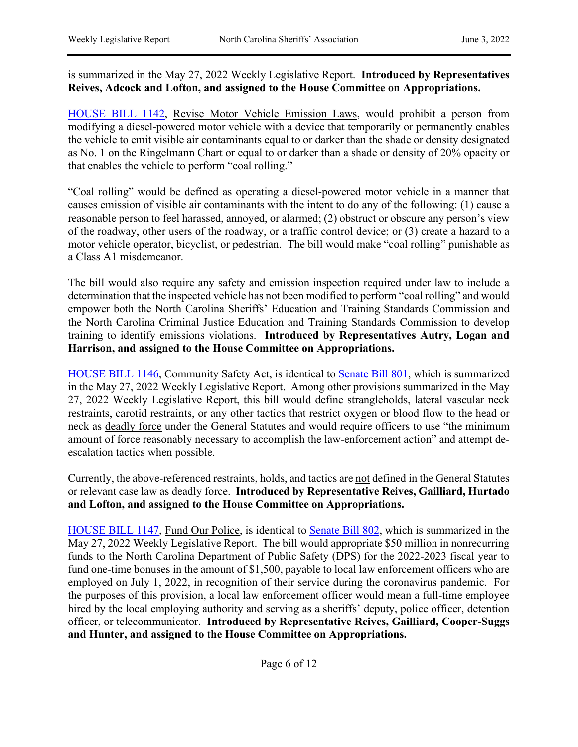is summarized in the May 27, 2022 Weekly Legislative Report. **Introduced by Representatives Reives, Adcock and Lofton, and assigned to the House Committee on Appropriations.**

[HOUSE BILL 1142](), Revise Motor Vehicle Emission Laws, would prohibit a person from modifying a diesel-powered motor vehicle with a device that temporarily or permanently enables the vehicle to emit visible air contaminants equal to or darker than the shade or density designated as No. 1 on the Ringelmann Chart or equal to or darker than a shade or density of 20% opacity or that enables the vehicle to perform "coal rolling."

"Coal rolling" would be defined as operating a diesel-powered motor vehicle in a manner that causes emission of visible air contaminants with the intent to do any of the following: (1) cause a reasonable person to feel harassed, annoyed, or alarmed; (2) obstruct or obscure any person's view of the roadway, other users of the roadway, or a traffic control device; or (3) create a hazard to a motor vehicle operator, bicyclist, or pedestrian. The bill would make "coal rolling" punishable as a Class A1 misdemeanor.

The bill would also require any safety and emission inspection required under law to include a determination that the inspected vehicle has not been modified to perform "coal rolling" and would empower both the North Carolina Sheriffs' Education and Training Standards Commission and the North Carolina Criminal Justice Education and Training Standards Commission to develop training to identify emissions violations. **Introduced by Representatives Autry, Logan and Harrison, and assigned to the House Committee on Appropriations.**

HOUSE BILL 1146, Community Safety Act, is identical to Senate Bill 801, which is summarized in the May 27, 2022 Weekly Legislative Report. Among other provisions summarized in the May 27, 2022 Weekly Legislative Report, this bill would define strangleholds, lateral vascular neck restraints, carotid restraints, or any other tactics that restrict oxygen or blood flow to the head or neck as deadly force under the General Statutes and would require officers to use "the minimum amount of force reasonably necessary to accomplish the law-enforcement action" and attempt de-escalation tactics when possible.

Currently, the above-referenced restraints, holds, and tactics are not defined in the General Statutes or relevant case law as deadly force. **Introduced by Representative Reives, Gailliard, Hurtado and Lofton, and assigned to the House Committee on Appropriations.**

HOUSE BILL 1147, Fund Our Police, is identical to Senate Bill 802, which is summarized in the May 27, 2022 Weekly Legislative Report. The bill would appropriate $50 million in nonrecurring funds to the North Carolina Department of Public Safety (DPS) for the 2022-2023 fiscal year to fund one-time bonuses in the amount of $1,500, payable to local law enforcement officers who are employed on July 1, 2022, in recognition of their service during the coronavirus pandemic. For the purposes of this provision, a local law enforcement officer would mean a full-time employee hired by the local employing authority and serving as a sheriffs' deputy, police officer, detention officer, or telecommunicator. **Introduced by Representative Reives, Gailliard, Cooper-Suggs and Hunter, and assigned to the House Committee on Appropriations.**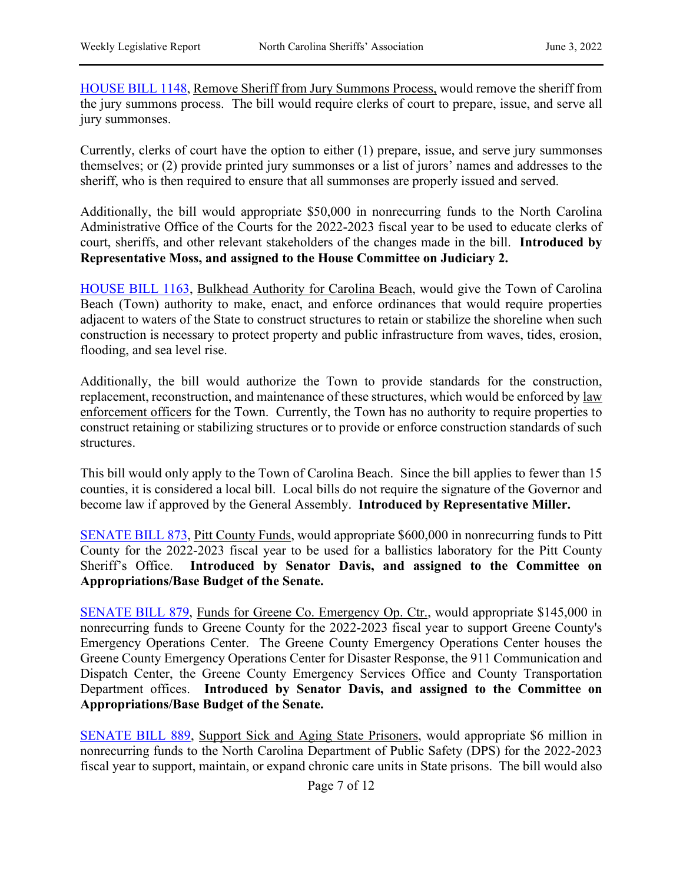HOUSE BILL 1148, Remove Sheriff from Jury Summons Process, would remove the sheriff from the jury summons process. The bill would require clerks of court to prepare, issue, and serve all jury summonses.

Currently, clerks of court have the option to either (1) prepare, issue, and serve jury summonses themselves; or (2) provide printed jury summonses or a list of jurors' names and addresses to the sheriff, who is then required to ensure that all summonses are properly issued and served.

Additionally, the bill would appropriate $50,000 in nonrecurring funds to the North Carolina Administrative Office of the Courts for the 2022-2023 fiscal year to be used to educate clerks of court, sheriffs, and other relevant stakeholders of the changes made in the bill. **Introduced by Representative Moss, and assigned to the House Committee on Judiciary 2.**

HOUSE BILL 1163, Bulkhead Authority for Carolina Beach, would give the Town of Carolina Beach (Town) authority to make, enact, and enforce ordinances that would require properties adjacent to waters of the State to construct structures to retain or stabilize the shoreline when such construction is necessary to protect property and public infrastructure from waves, tides, erosion, flooding, and sea level rise.

Additionally, the bill would authorize the Town to provide standards for the construction, replacement, reconstruction, and maintenance of these structures, which would be enforced by law enforcement officers for the Town. Currently, the Town has no authority to require properties to construct retaining or stabilizing structures or to provide or enforce construction standards of such structures.

This bill would only apply to the Town of Carolina Beach. Since the bill applies to fewer than 15 counties, it is considered a local bill. Local bills do not require the signature of the Governor and become law if approved by the General Assembly. **Introduced by Representative Miller.**

SENATE BILL 873, Pitt County Funds, would appropriate $600,000 in nonrecurring funds to Pitt County for the 2022-2023 fiscal year to be used for a ballistics laboratory for the Pitt County Sheriff's Office. **Introduced by Senator Davis, and assigned to the Committee on Appropriations/Base Budget of the Senate.**

SENATE BILL 879, Funds for Greene Co. Emergency Op. Ctr., would appropriate $145,000 in nonrecurring funds to Greene County for the 2022-2023 fiscal year to support Greene County's Emergency Operations Center. The Greene County Emergency Operations Center houses the Greene County Emergency Operations Center for Disaster Response, the 911 Communication and Dispatch Center, the Greene County Emergency Services Office and County Transportation Department offices. **Introduced by Senator Davis, and assigned to the Committee on Appropriations/Base Budget of the Senate.**

SENATE BILL 889, Support Sick and Aging State Prisoners, would appropriate $6 million in nonrecurring funds to the North Carolina Department of Public Safety (DPS) for the 2022-2023 fiscal year to support, maintain, or expand chronic care units in State prisons. The bill would also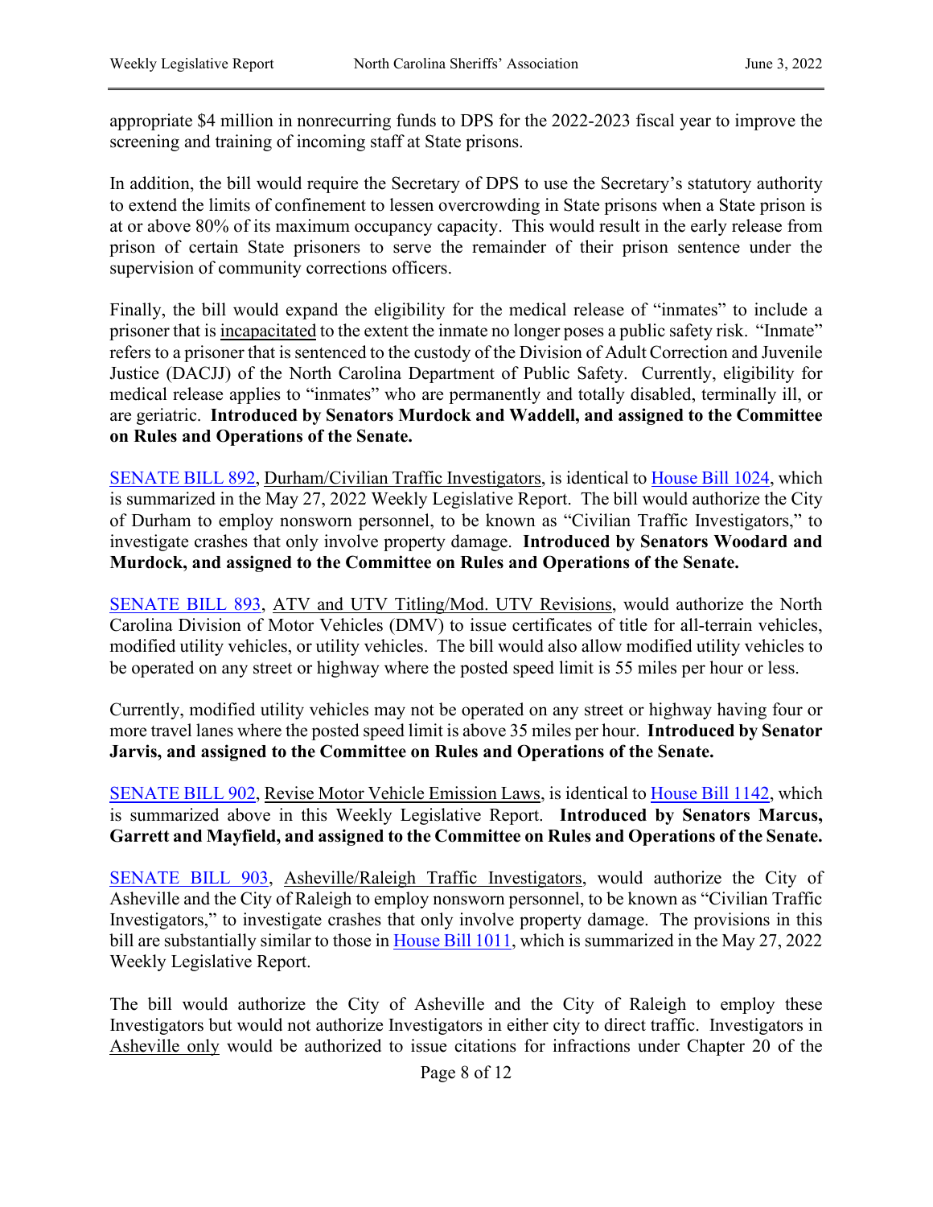appropriate $4 million in nonrecurring funds to DPS for the 2022-2023 fiscal year to improve the screening and training of incoming staff at State prisons.

In addition, the bill would require the Secretary of DPS to use the Secretary's statutory authority to extend the limits of confinement to lessen overcrowding in State prisons when a State prison is at or above 80% of its maximum occupancy capacity. This would result in the early release from prison of certain State prisoners to serve the remainder of their prison sentence under the supervision of community corrections officers.

Finally, the bill would expand the eligibility for the medical release of "inmates" to include a prisoner that is incapacitated to the extent the inmate no longer poses a public safety risk. "Inmate" refers to a prisoner that is sentenced to the custody of the Division of Adult Correction and Juvenile Justice (DACJJ) of the North Carolina Department of Public Safety. Currently, eligibility for medical release applies to "inmates" who are permanently and totally disabled, terminally ill, or are geriatric. **Introduced by Senators Murdock and Waddell, and assigned to the Committee on Rules and Operations of the Senate.**

SENATE BILL 892, Durham/Civilian Traffic Investigators, is identical to House Bill 1024, which is summarized in the May 27, 2022 Weekly Legislative Report. The bill would authorize the City of Durham to employ nonsworn personnel, to be known as "Civilian Traffic Investigators," to investigate crashes that only involve property damage. **Introduced by Senators Woodard and Murdock, and assigned to the Committee on Rules and Operations of the Senate.**

SENATE BILL 893, ATV and UTV Titling/Mod. UTV Revisions, would authorize the North Carolina Division of Motor Vehicles (DMV) to issue certificates of title for all-terrain vehicles, modified utility vehicles, or utility vehicles. The bill would also allow modified utility vehicles to be operated on any street or highway where the posted speed limit is 55 miles per hour or less.

Currently, modified utility vehicles may not be operated on any street or highway having four or more travel lanes where the posted speed limit is above 35 miles per hour. **Introduced by Senator Jarvis, and assigned to the Committee on Rules and Operations of the Senate.**

SENATE BILL 902, Revise Motor Vehicle Emission Laws, is identical to House Bill 1142, which is summarized above in this Weekly Legislative Report. **Introduced by Senators Marcus, Garrett and Mayfield, and assigned to the Committee on Rules and Operations of the Senate.**

SENATE BILL 903, Asheville/Raleigh Traffic Investigators, would authorize the City of Asheville and the City of Raleigh to employ nonsworn personnel, to be known as "Civilian Traffic Investigators," to investigate crashes that only involve property damage. The provisions in this bill are substantially similar to those in House Bill 1011, which is summarized in the May 27, 2022 Weekly Legislative Report.

The bill would authorize the City of Asheville and the City of Raleigh to employ these Investigators but would not authorize Investigators in either city to direct traffic. Investigators in Asheville only would be authorized to issue citations for infractions under Chapter 20 of the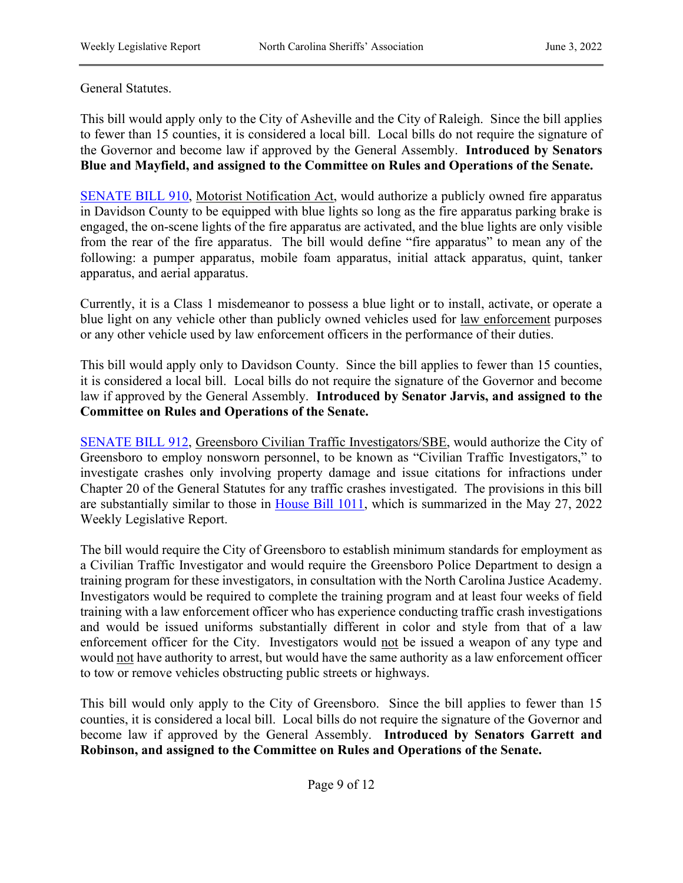General Statutes.

This bill would apply only to the City of Asheville and the City of Raleigh. Since the bill applies to fewer than 15 counties, it is considered a local bill. Local bills do not require the signature of the Governor and become law if approved by the General Assembly. **Introduced by Senators Blue and Mayfield, and assigned to the Committee on Rules and Operations of the Senate.**

SENATE BILL 910, Motorist Notification Act, would authorize a publicly owned fire apparatus in Davidson County to be equipped with blue lights so long as the fire apparatus parking brake is engaged, the on-scene lights of the fire apparatus are activated, and the blue lights are only visible from the rear of the fire apparatus. The bill would define "fire apparatus" to mean any of the following: a pumper apparatus, mobile foam apparatus, initial attack apparatus, quint, tanker apparatus, and aerial apparatus.

Currently, it is a Class 1 misdemeanor to possess a blue light or to install, activate, or operate a blue light on any vehicle other than publicly owned vehicles used for law enforcement purposes or any other vehicle used by law enforcement officers in the performance of their duties.

This bill would apply only to Davidson County. Since the bill applies to fewer than 15 counties, it is considered a local bill. Local bills do not require the signature of the Governor and become law if approved by the General Assembly. **Introduced by Senator Jarvis, and assigned to the Committee on Rules and Operations of the Senate.**

SENATE BILL 912, Greensboro Civilian Traffic Investigators/SBE, would authorize the City of Greensboro to employ nonsworn personnel, to be known as "Civilian Traffic Investigators," to investigate crashes only involving property damage and issue citations for infractions under Chapter 20 of the General Statutes for any traffic crashes investigated. The provisions in this bill are substantially similar to those in House Bill 1011, which is summarized in the May 27, 2022 Weekly Legislative Report.

The bill would require the City of Greensboro to establish minimum standards for employment as a Civilian Traffic Investigator and would require the Greensboro Police Department to design a training program for these investigators, in consultation with the North Carolina Justice Academy. Investigators would be required to complete the training program and at least four weeks of field training with a law enforcement officer who has experience conducting traffic crash investigations and would be issued uniforms substantially different in color and style from that of a law enforcement officer for the City. Investigators would not be issued a weapon of any type and would not have authority to arrest, but would have the same authority as a law enforcement officer to tow or remove vehicles obstructing public streets or highways.

This bill would only apply to the City of Greensboro. Since the bill applies to fewer than 15 counties, it is considered a local bill. Local bills do not require the signature of the Governor and become law if approved by the General Assembly. **Introduced by Senators Garrett and Robinson, and assigned to the Committee on Rules and Operations of the Senate.**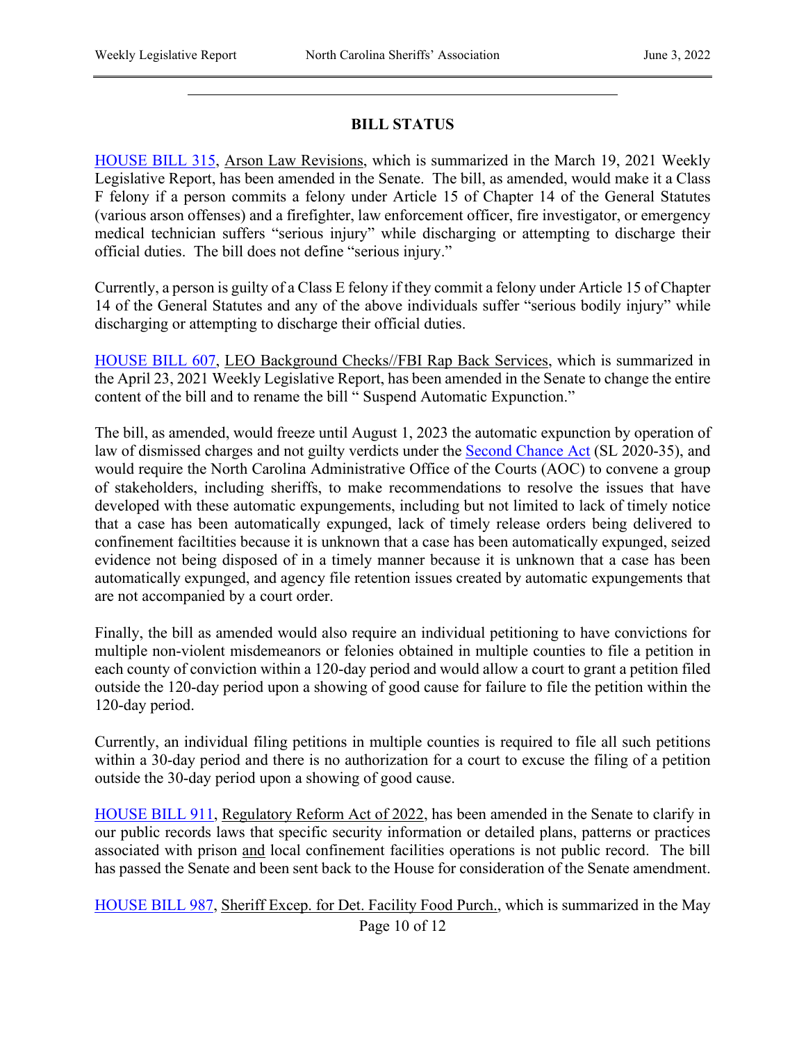## BILL STATUS

HOUSE BILL 315, Arson Law Revisions, which is summarized in the March 19, 2021 Weekly Legislative Report, has been amended in the Senate. The bill, as amended, would make it a Class F felony if a person commits a felony under Article 15 of Chapter 14 of the General Statutes (various arson offenses) and a firefighter, law enforcement officer, fire investigator, or emergency medical technician suffers "serious injury" while discharging or attempting to discharge their official duties. The bill does not define "serious injury."

Currently, a person is guilty of a Class E felony if they commit a felony under Article 15 of Chapter 14 of the General Statutes and any of the above individuals suffer "serious bodily injury" while discharging or attempting to discharge their official duties.

HOUSE BILL 607, LEO Background Checks//FBI Rap Back Services, which is summarized in the April 23, 2021 Weekly Legislative Report, has been amended in the Senate to change the entire content of the bill and to rename the bill " Suspend Automatic Expunction."

The bill, as amended, would freeze until August 1, 2023 the automatic expunction by operation of law of dismissed charges and not guilty verdicts under the Second Chance Act (SL 2020-35), and would require the North Carolina Administrative Office of the Courts (AOC) to convene a group of stakeholders, including sheriffs, to make recommendations to resolve the issues that have developed with these automatic expungements, including but not limited to lack of timely notice that a case has been automatically expunged, lack of timely release orders being delivered to confinement faciltities because it is unknown that a case has been automatically expunged, seized evidence not being disposed of in a timely manner because it is unknown that a case has been automatically expunged, and agency file retention issues created by automatic expungements that are not accompanied by a court order.

Finally, the bill as amended would also require an individual petitioning to have convictions for multiple non-violent misdemeanors or felonies obtained in multiple counties to file a petition in each county of conviction within a 120-day period and would allow a court to grant a petition filed outside the 120-day period upon a showing of good cause for failure to file the petition within the 120-day period.

Currently, an individual filing petitions in multiple counties is required to file all such petitions within a 30-day period and there is no authorization for a court to excuse the filing of a petition outside the 30-day period upon a showing of good cause.

HOUSE BILL 911, Regulatory Reform Act of 2022, has been amended in the Senate to clarify in our public records laws that specific security information or detailed plans, patterns or practices associated with prison and local confinement facilities operations is not public record. The bill has passed the Senate and been sent back to the House for consideration of the Senate amendment.

HOUSE BILL 987, Sheriff Excep. for Det. Facility Food Purch., which is summarized in the May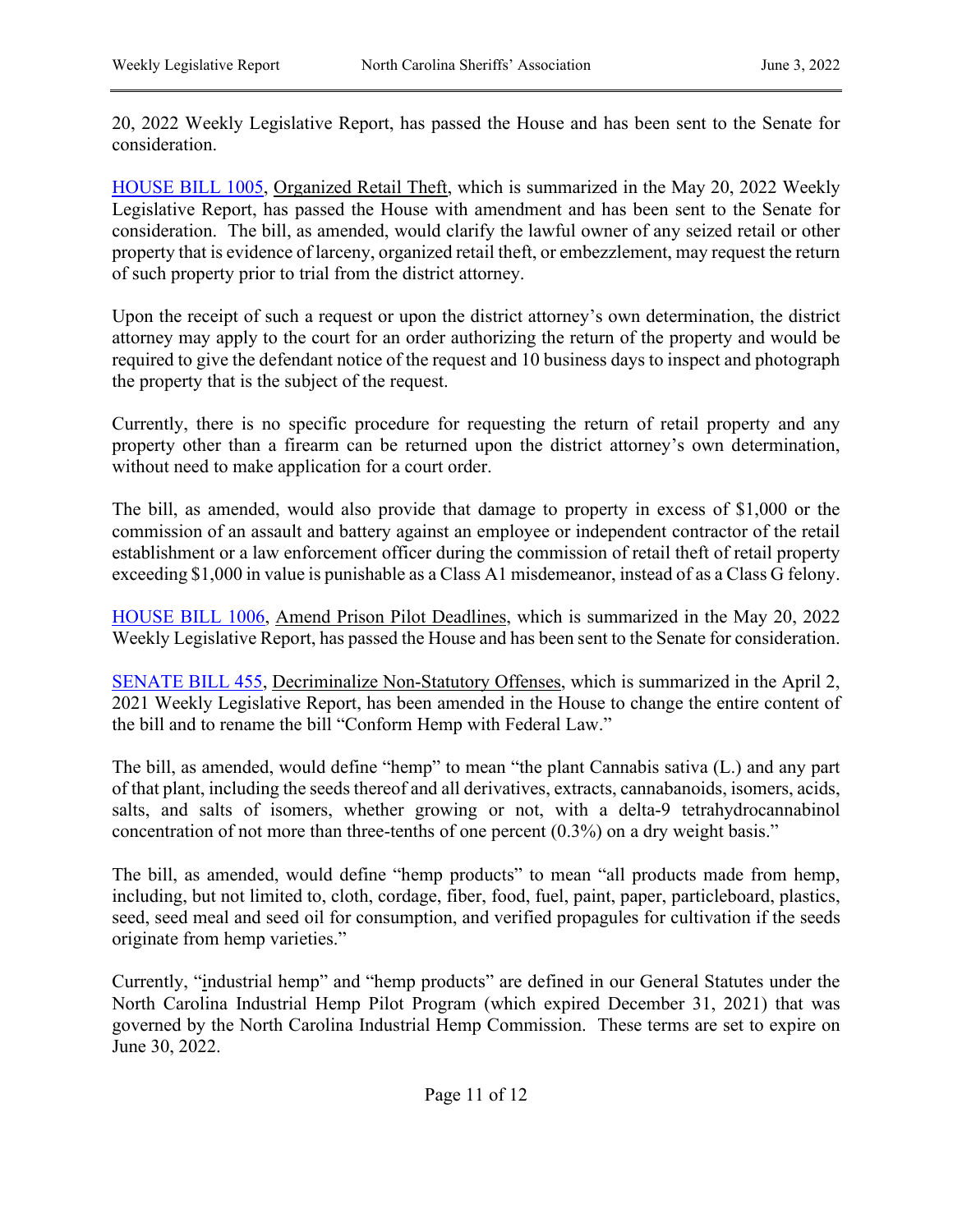20, 2022 Weekly Legislative Report, has passed the House and has been sent to the Senate for consideration.

HOUSE BILL 1005, Organized Retail Theft, which is summarized in the May 20, 2022 Weekly Legislative Report, has passed the House with amendment and has been sent to the Senate for consideration. The bill, as amended, would clarify the lawful owner of any seized retail or other property that is evidence of larceny, organized retail theft, or embezzlement, may request the return of such property prior to trial from the district attorney.

Upon the receipt of such a request or upon the district attorney's own determination, the district attorney may apply to the court for an order authorizing the return of the property and would be required to give the defendant notice of the request and 10 business days to inspect and photograph the property that is the subject of the request.

Currently, there is no specific procedure for requesting the return of retail property and any property other than a firearm can be returned upon the district attorney's own determination, without need to make application for a court order.

The bill, as amended, would also provide that damage to property in excess of $1,000 or the commission of an assault and battery against an employee or independent contractor of the retail establishment or a law enforcement officer during the commission of retail theft of retail property exceeding $1,000 in value is punishable as a Class A1 misdemeanor, instead of as a Class G felony.

HOUSE BILL 1006, Amend Prison Pilot Deadlines, which is summarized in the May 20, 2022 Weekly Legislative Report, has passed the House and has been sent to the Senate for consideration.

SENATE BILL 455, Decriminalize Non-Statutory Offenses, which is summarized in the April 2, 2021 Weekly Legislative Report, has been amended in the House to change the entire content of the bill and to rename the bill "Conform Hemp with Federal Law."

The bill, as amended, would define "hemp" to mean "the plant Cannabis sativa (L.) and any part of that plant, including the seeds thereof and all derivatives, extracts, cannabanoids, isomers, acids, salts, and salts of isomers, whether growing or not, with a delta-9 tetrahydrocannabinol concentration of not more than three-tenths of one percent (0.3%) on a dry weight basis."

The bill, as amended, would define "hemp products" to mean "all products made from hemp, including, but not limited to, cloth, cordage, fiber, food, fuel, paint, paper, particleboard, plastics, seed, seed meal and seed oil for consumption, and verified propagules for cultivation if the seeds originate from hemp varieties."

Currently, "industrial hemp" and "hemp products" are defined in our General Statutes under the North Carolina Industrial Hemp Pilot Program (which expired December 31, 2021) that was governed by the North Carolina Industrial Hemp Commission. These terms are set to expire on June 30, 2022.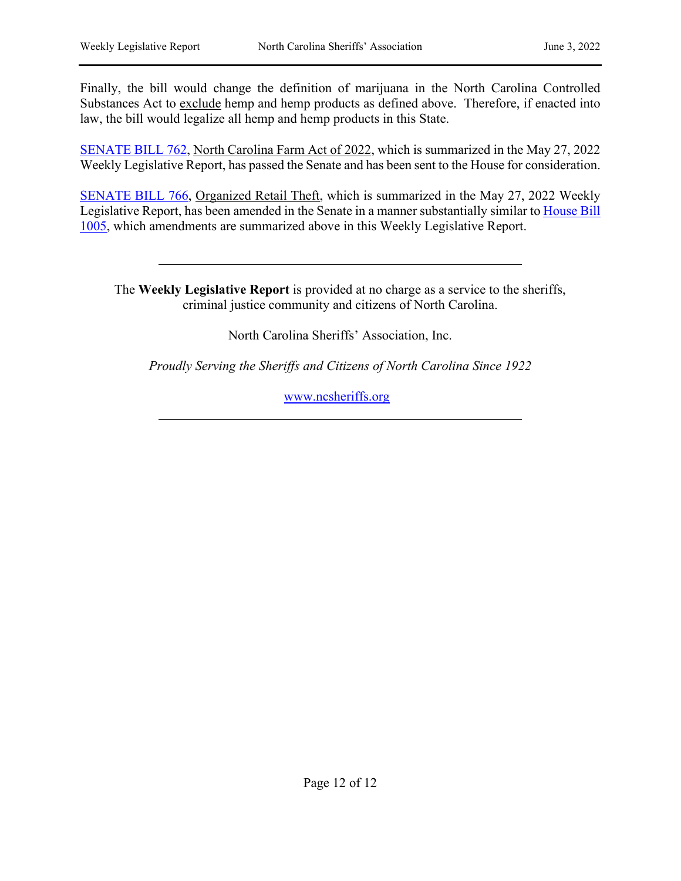Finally, the bill would change the definition of marijuana in the North Carolina Controlled Substances Act to exclude hemp and hemp products as defined above. Therefore, if enacted into law, the bill would legalize all hemp and hemp products in this State.

SENATE BILL 762, North Carolina Farm Act of 2022, which is summarized in the May 27, 2022 Weekly Legislative Report, has passed the Senate and has been sent to the House for consideration.

SENATE BILL 766, Organized Retail Theft, which is summarized in the May 27, 2022 Weekly Legislative Report, has been amended in the Senate in a manner substantially similar to House Bill 1005, which amendments are summarized above in this Weekly Legislative Report.

---

The **Weekly Legislative Report** is provided at no charge as a service to the sheriffs, criminal justice community and citizens of North Carolina.

North Carolina Sheriffs' Association, Inc.

*Proudly Serving the Sheriffs and Citizens of North Carolina Since 1922*

www.ncsheriffs.org

---